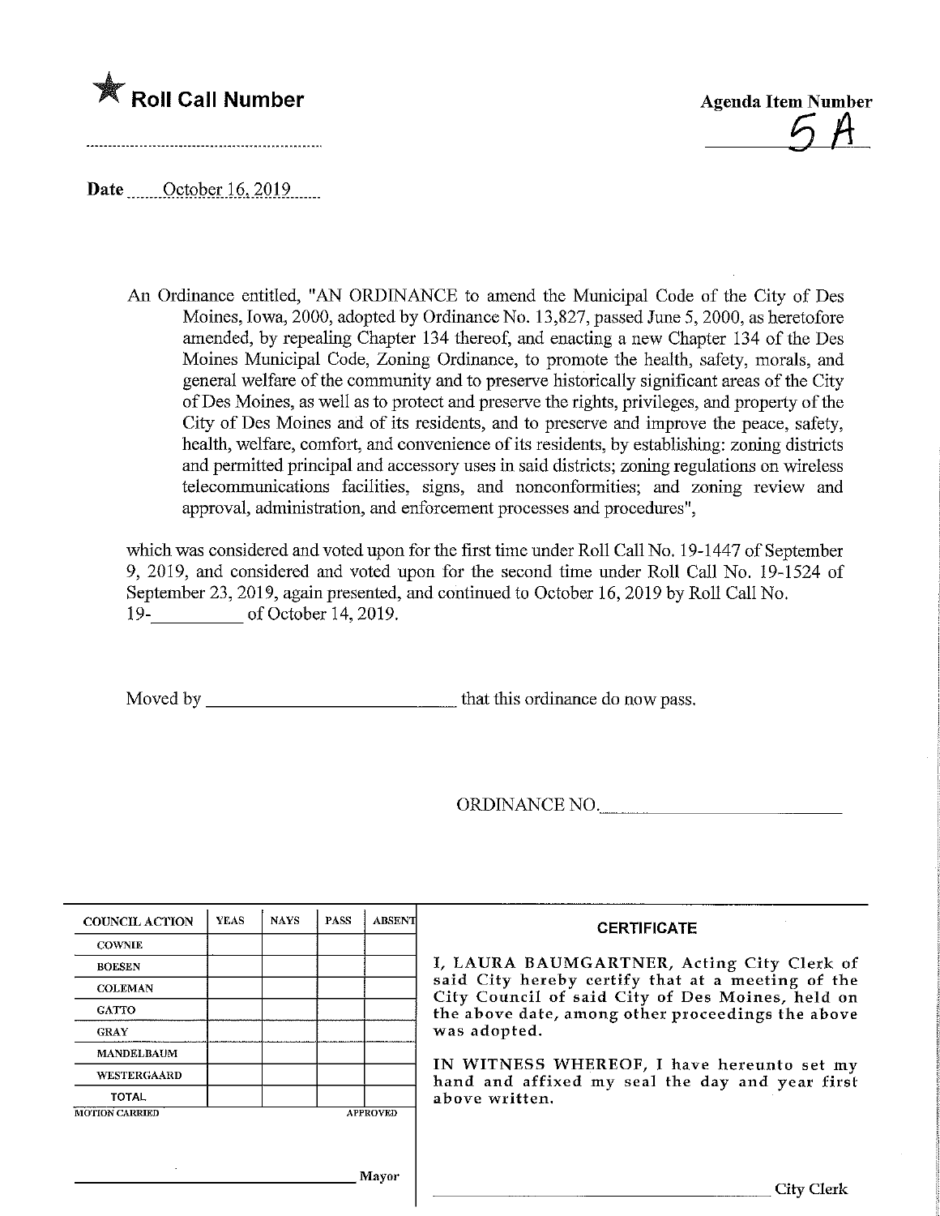★ **Roll Call Number**

**Agenda Item Number**

5 A

**Date** October 16, 2019

An Ordinance entitled, "AN ORDINANCE to amend the Municipal Code of the City of Des Moines, Iowa, 2000, adopted by Ordinance No. 13,827, passed June 5, 2000, as heretofore amended, by repealing Chapter 134 thereof, and enacting a new Chapter 134 of the Des Moines Municipal Code, Zoning Ordinance, to promote the health, safety, morals, and general welfare of the community and to preserve historically significant areas of the City of Des Moines, as well as to protect and preserve the rights, privileges, and property of the City of Des Moines and of its residents, and to preserve and improve the peace, safety, health, welfare, comfort, and convenience of its residents, by establishing: zoning districts and permitted principal and accessory uses in said districts; zoning regulations on wireless telecommunications facilities, signs, and nonconformities; and zoning review and approval, administration, and enforcement processes and procedures",

which was considered and voted upon for the first time under Roll Call No. 19-1447 of September 9, 2019, and considered and voted upon for the second time under Roll Call No. 19-1524 of September 23, 2019, again presented, and continued to October 16, 2019 by Roll Call No. 19-__________ of October 14, 2019.

Moved by ____________________________ that this ordinance do now pass.

ORDINANCE NO.____________________________

| COUNCIL ACTION | YEAS | NAYS | PASS | ABSENT |
|---|---|---|---|---|
| COWNIE | | | | |
| BOESEN | | | | |
| COLEMAN | | | | |
| GATTO | | | | |
| GRAY | | | | |
| MANDELBAUM | | | | |
| WESTERGAARD | | | | |
| TOTAL | | | | |

MOTION CARRIED APPROVED

____________________________ Mayor

**CERTIFICATE**

I, LAURA BAUMGARTNER, Acting City Clerk of said City hereby certify that at a meeting of the City Council of said City of Des Moines, held on the above date, among other proceedings the above was adopted.

IN WITNESS WHEREOF, I have hereunto set my hand and affixed my seal the day and year first above written.

____________________________ City Clerk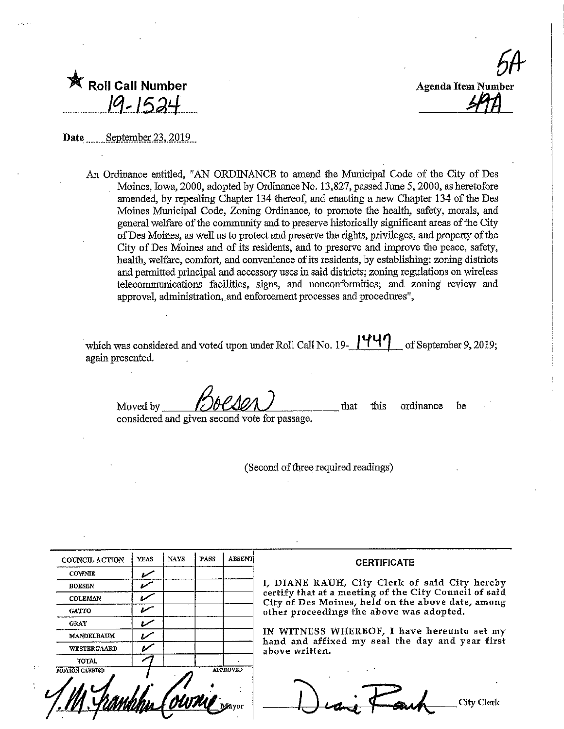★ **Roll Call Number**

19-1524

**Agenda Item Number**

5A

59A

**Date** September 23, 2019

An Ordinance entitled, "AN ORDINANCE to amend the Municipal Code of the City of Des Moines, Iowa, 2000, adopted by Ordinance No. 13,827, passed June 5, 2000, as heretofore amended, by repealing Chapter 134 thereof, and enacting a new Chapter 134 of the Des Moines Municipal Code, Zoning Ordinance, to promote the health, safety, morals, and general welfare of the community and to preserve historically significant areas of the City of Des Moines, as well as to protect and preserve the rights, privileges, and property of the City of Des Moines and of its residents, and to preserve and improve the peace, safety, health, welfare, comfort, and convenience of its residents, by establishing: zoning districts and permitted principal and accessory uses in said districts; zoning regulations on wireless telecommunications facilities, signs, and nonconformities; and zoning review and approval, administration, and enforcement processes and procedures",

which was considered and voted upon under Roll Call No. 19-1447 of September 9, 2019; again presented.

Moved by Boesen that this ordinance be considered and given second vote for passage.

(Second of three required readings)

| COUNCIL ACTION | YEAS | NAYS | PASS | ABSENT |
|---|---|---|---|---|
| COWNIE | ✓ | | | |
| BOESEN | ✓ | | | |
| COLEMAN | ✓ | | | |
| GATTO | ✓ | | | |
| GRAY | ✓ | | | |
| MANDELBAUM | ✓ | | | |
| WESTERGAARD | ✓ | | | |
| TOTAL | 7 | | | |

MOTION CARRIED APPROVED

T.M. Franklin Cownie Mayor

**CERTIFICATE**

I, DIANE RAUH, City Clerk of said City hereby certify that at a meeting of the City Council of said City of Des Moines, held on the above date, among other proceedings the above was adopted.

IN WITNESS WHEREOF, I have hereunto set my hand and affixed my seal the day and year first above written.

Diane Rauh City Clerk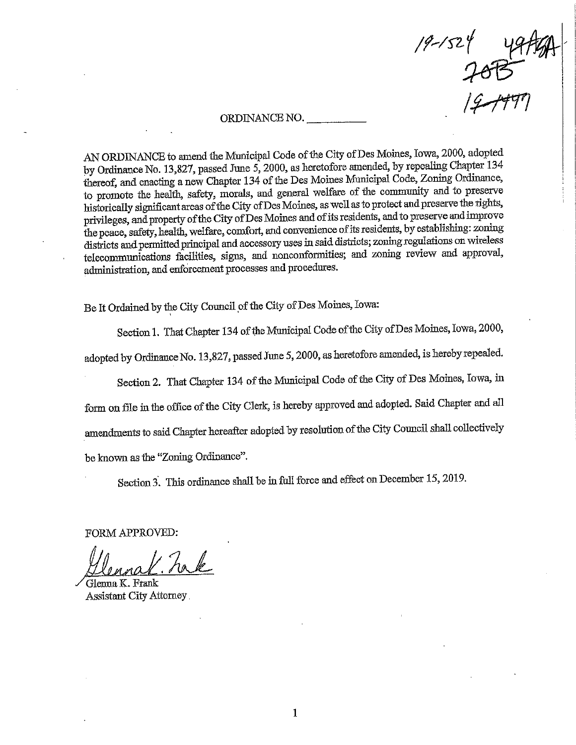19-1524 49A&A
20B
19-1497

ORDINANCE NO. __________

AN ORDINANCE to amend the Municipal Code of the City of Des Moines, Iowa, 2000, adopted by Ordinance No. 13,827, passed June 5, 2000, as heretofore amended, by repealing Chapter 134 thereof, and enacting a new Chapter 134 of the Des Moines Municipal Code, Zoning Ordinance, to promote the health, safety, morals, and general welfare of the community and to preserve historically significant areas of the City of Des Moines, as well as to protect and preserve the rights, privileges, and property of the City of Des Moines and of its residents, and to preserve and improve the peace, safety, health, welfare, comfort, and convenience of its residents, by establishing: zoning districts and permitted principal and accessory uses in said districts; zoning regulations on wireless telecommunications facilities, signs, and nonconformities; and zoning review and approval, administration, and enforcement processes and procedures.

Be It Ordained by the City Council of the City of Des Moines, Iowa:

Section 1. That Chapter 134 of the Municipal Code of the City of Des Moines, Iowa, 2000, adopted by Ordinance No. 13,827, passed June 5, 2000, as heretofore amended, is hereby repealed.

Section 2. That Chapter 134 of the Municipal Code of the City of Des Moines, Iowa, in form on file in the office of the City Clerk, is hereby approved and adopted. Said Chapter and all amendments to said Chapter hereafter adopted by resolution of the City Council shall collectively be known as the "Zoning Ordinance".

Section 3. This ordinance shall be in full force and effect on December 15, 2019.

FORM APPROVED:

Glenna K. Frank
Glenna K. Frank
Assistant City Attorney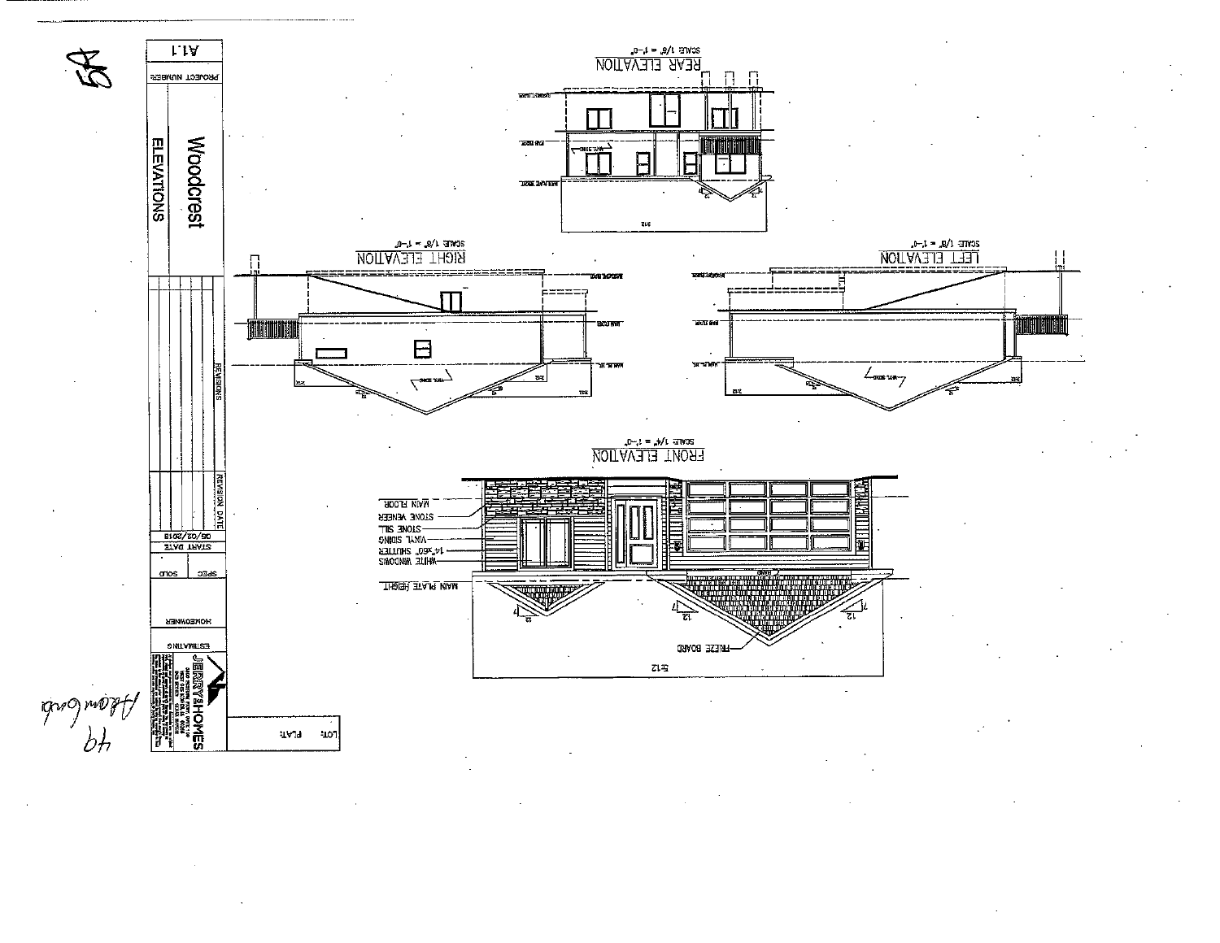# Woodcrest

## ELEVATIONS

A1.1

PROJECT NUMBER

REVISIONS

REVISION DATE

06/02/2018

START DATE

SPEC | SOLD

HOMEOWNER

ESTIMATING

JERRYSHOMES

LOT: | PLAT:

### REAR ELEVATION

SCALE: 1/8" = 1'-0"

### RIGHT ELEVATION

SCALE: 1/8" = 1'-0"

### LEFT ELEVATION

SCALE: 1/8" = 1'-0"

### FRONT ELEVATION

SCALE: 1/4" = 1'-0"

- MAIN FLOOR
- STONE VENEER
- STONE SILL
- VINYL SIDING
- 14"x60" SHUTTER
- WHITE WINDOWS
- MAIN PLATE HEIGHT
- FREEZE BOARD

5:12

7/12

4/12

49

58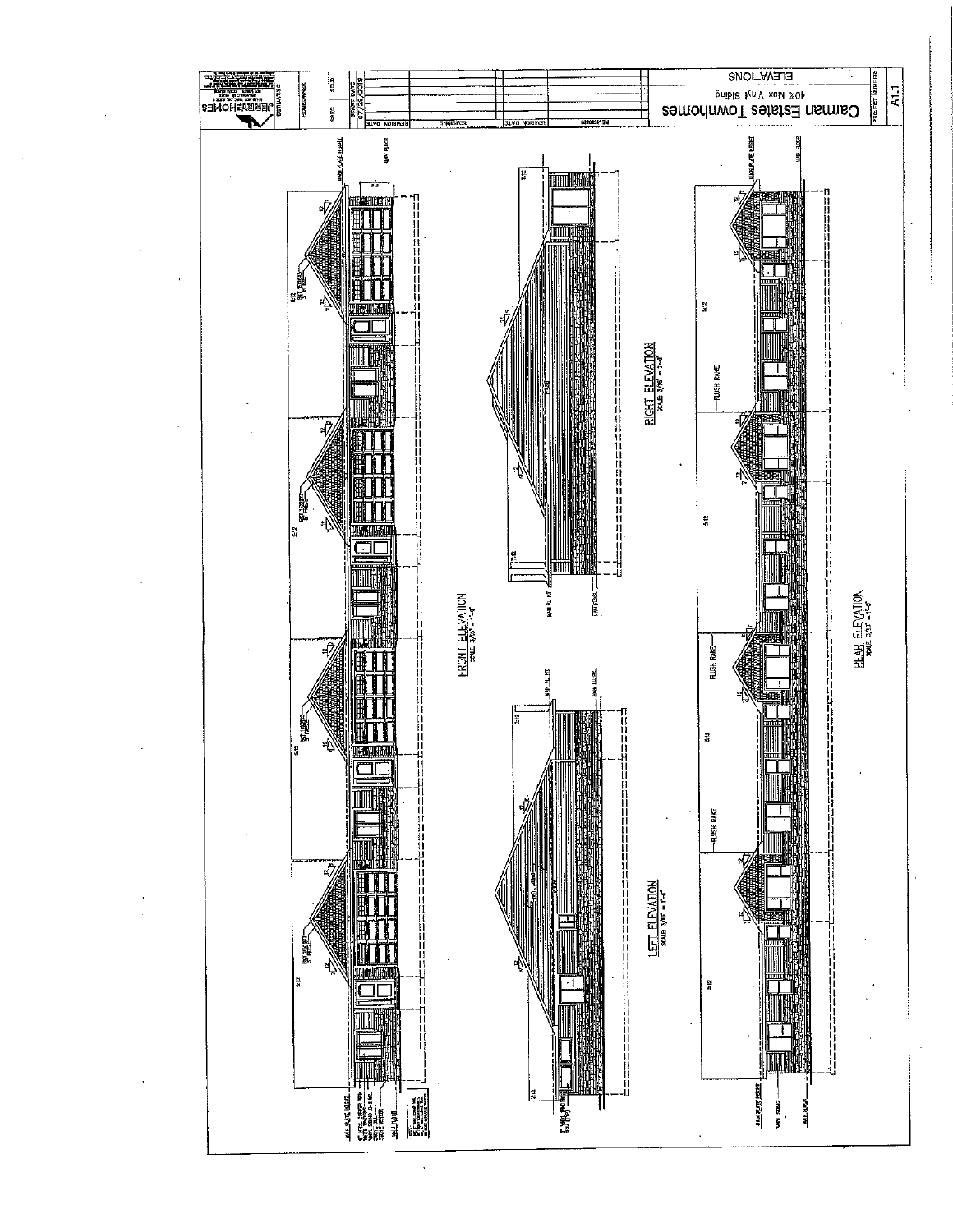# Carman Estates Townhomes

40% Max Vinyl Siding

ELEVATIONS

PROJECT NUMBER: A1.1

START DATE: 07/29/2019

JERRY HOMES

FRONT ELEVATION
SCALE 3/16" = 1'-0"

LEFT ELEVATION
SCALE 3/16" = 1'-0"

RIGHT ELEVATION
SCALE 3/16" = 1'-0"

REAR ELEVATION
SCALE 3/16" = 1'-0"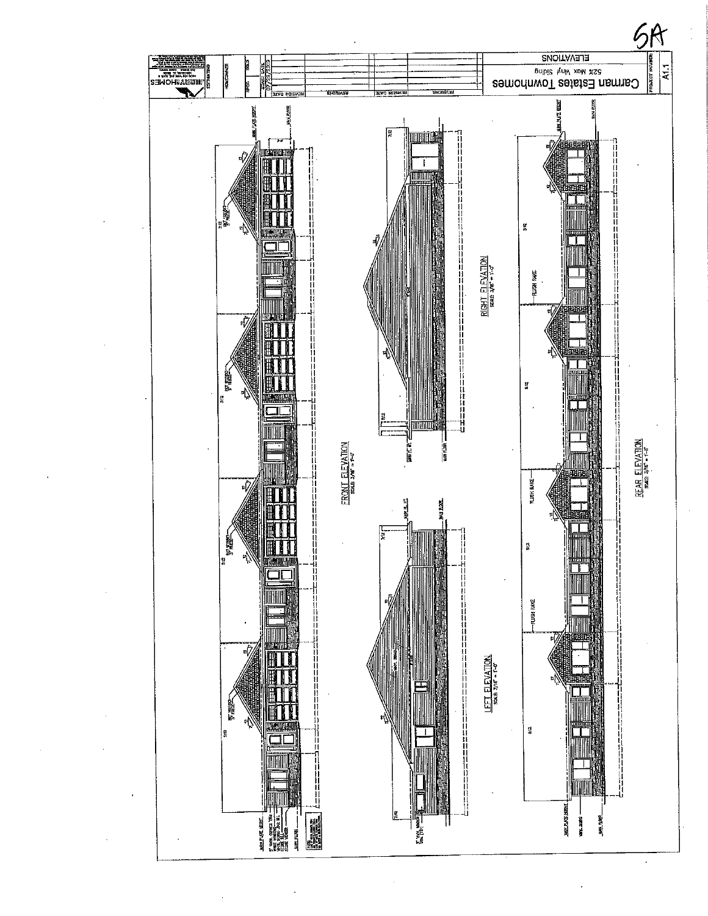5A

# ELEVATIONS

Carman Estates Townhomes

52'2 Max Vinyl Siding

A1.1

FRONT ELEVATION
SCALE 3/16" = 1'-0"

RIGHT ELEVATION
SCALE 3/16" = 1'-0"

LEFT ELEVATION
SCALE 3/16" = 1'-0"

REAR ELEVATION
SCALE 3/16" = 1'-0"

FLUSH RAKE

FLUSH RAKE

FLUSH RAKE

MAIN PLATE HEIGHT

MAIN FLOOR

07/23/2019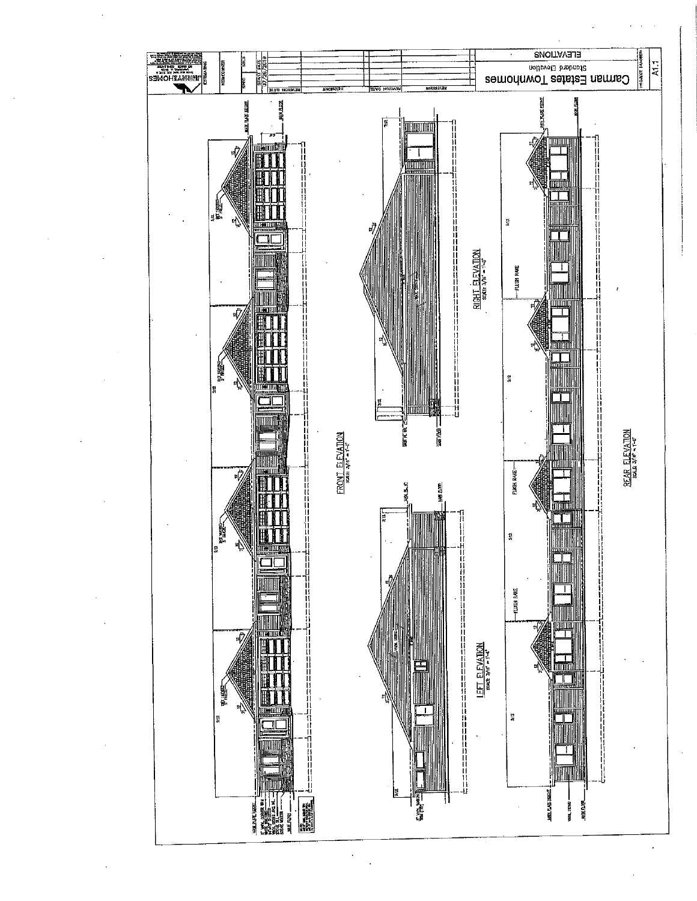# Carman Estates Townhomes

Standard Elevation

ELEVATIONS

PROJECT NUMBER: A1.1

START DATE: 07/25/2019

FRONT ELEVATION
SCALE: 3/16" = 1'-0"

RIGHT ELEVATION
SCALE: 3/16" = 1'-0"

LEFT ELEVATION
SCALE: 3/16" = 1'-0"

REAR ELEVATION
SCALE: 3/16" = 1'-0"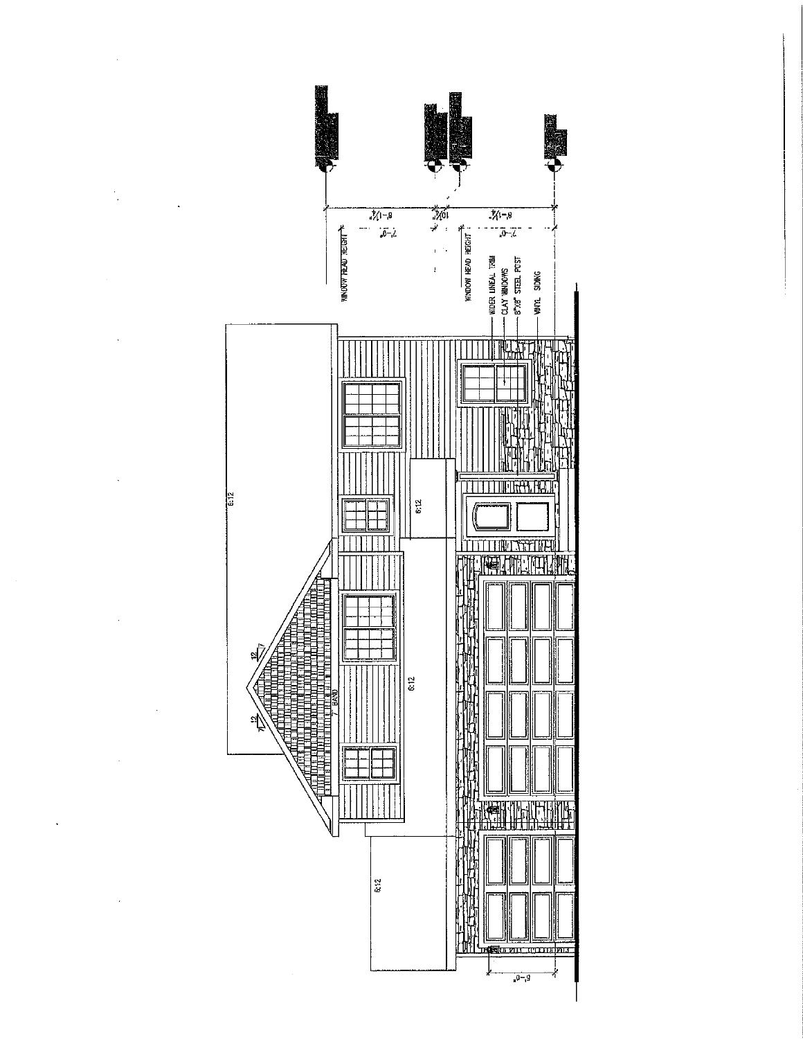6:12

12
7

12
7

BAND

6:12

6:12

6:12

WINDOW HEAD HEIGHT

WINDOW HEAD HEIGHT

WIDER LINEAL TRIM

CLAY WINDOWS

8"X8" STEEL POST

VINYL SIDING

8'-1¼"

7'-9"

10¼"

8'-1¼"

7'-0"

6'-0"